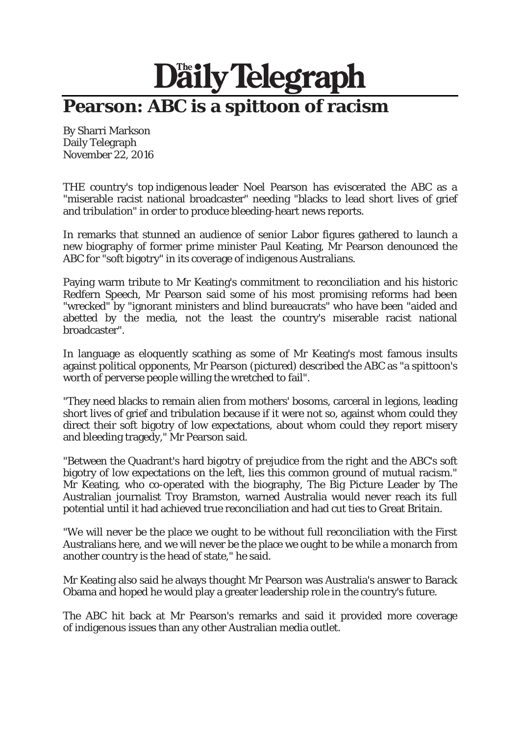# The Daily Telegraph

## Pearson: ABC is a spittoon of racism

By Sharri Markson
Daily Telegraph
November 22, 2016

THE country's top indigenous leader Noel Pearson has eviscerated the ABC as a "miserable racist national broadcaster" needing "blacks to lead short lives of grief and tribulation" in order to produce bleeding-heart news reports.

In remarks that stunned an audience of senior Labor figures gathered to launch a new biography of former prime minister Paul Keating, Mr Pearson denounced the ABC for "soft bigotry" in its coverage of indigenous Australians.

Paying warm tribute to Mr Keating's commitment to reconciliation and his historic Redfern Speech, Mr Pearson said some of his most promising reforms had been "wrecked" by "ignorant ministers and blind bureaucrats" who have been "aided and abetted by the media, not the least the country's miserable racist national broadcaster".

In language as eloquently scathing as some of Mr Keating's most famous insults against political opponents, Mr Pearson (pictured) described the ABC as "a spittoon's worth of perverse people willing the wretched to fail".

"They need blacks to remain alien from mothers' bosoms, carceral in legions, leading short lives of grief and tribulation because if it were not so, against whom could they direct their soft bigotry of low expectations, about whom could they report misery and bleeding tragedy," Mr Pearson said.

"Between the Quadrant's hard bigotry of prejudice from the right and the ABC's soft bigotry of low expectations on the left, lies this common ground of mutual racism." Mr Keating, who co-operated with the biography, The Big Picture Leader by The Australian journalist Troy Bramston, warned Australia would never reach its full potential until it had achieved true reconciliation and had cut ties to Great Britain.

"We will never be the place we ought to be without full reconciliation with the First Australians here, and we will never be the place we ought to be while a monarch from another country is the head of state," he said.

Mr Keating also said he always thought Mr Pearson was Australia's answer to Barack Obama and hoped he would play a greater leadership role in the country's future.

The ABC hit back at Mr Pearson's remarks and said it provided more coverage of indigenous issues than any other Australian media outlet.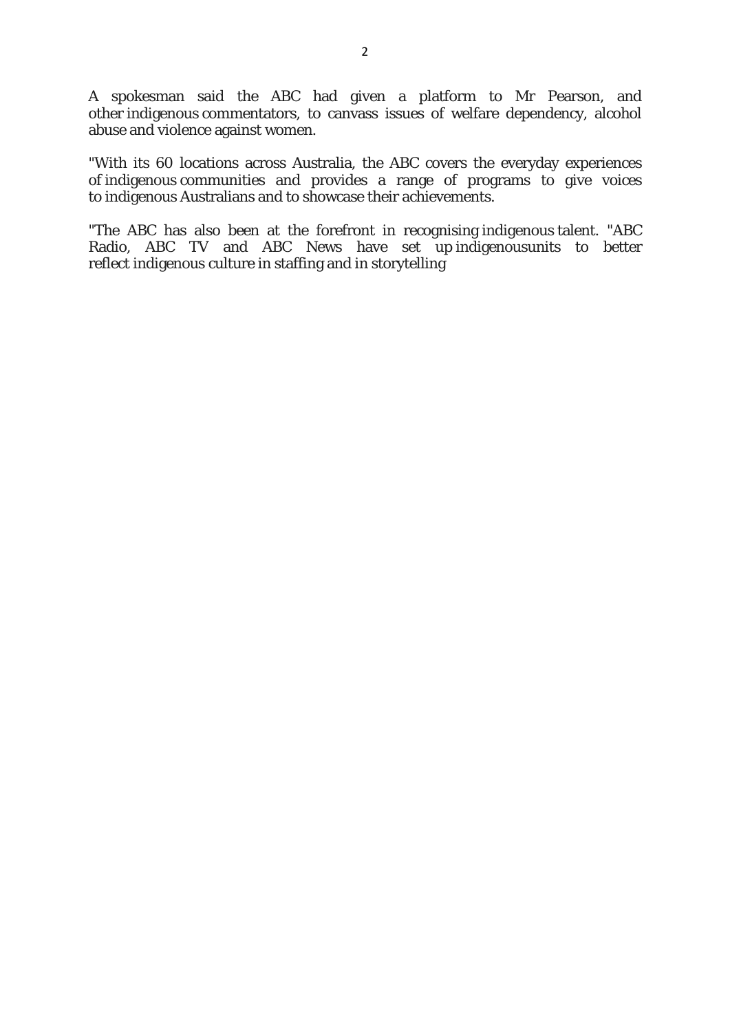A spokesman said the ABC had given a platform to Mr Pearson, and other indigenous commentators, to canvass issues of welfare dependency, alcohol abuse and violence against women.

"With its 60 locations across Australia, the ABC covers the everyday experiences of indigenous communities and provides a range of programs to give voices to indigenous Australians and to showcase their achievements.

"The ABC has also been at the forefront in recognising indigenous talent. "ABC Radio, ABC TV and ABC News have set up indigenousunits to better reflect indigenous culture in staffing and in storytelling